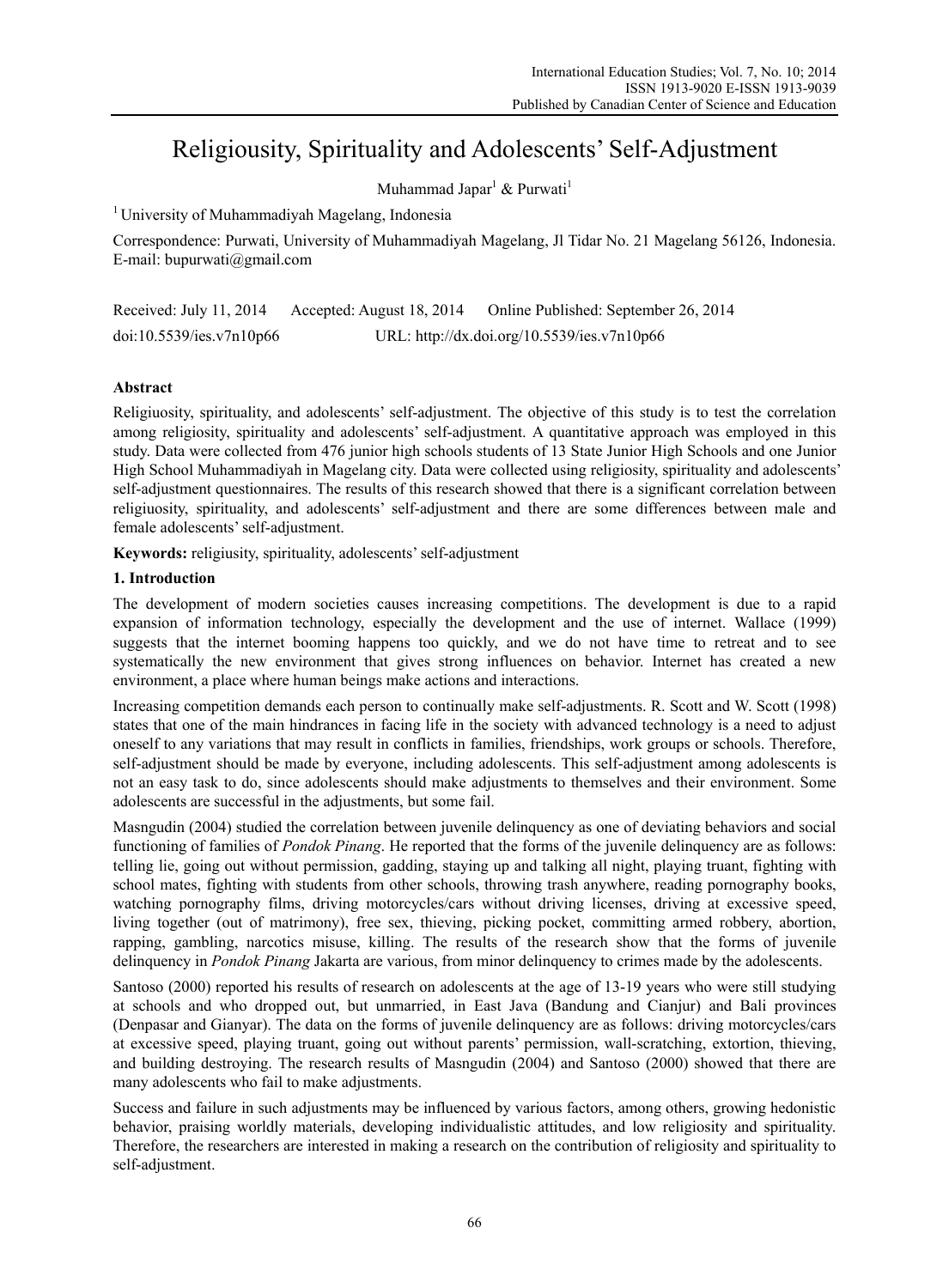# Religiousity, Spirituality and Adolescents' Self-Adjustment

Muhammad Japar[1] & Purwati[1]

[1] University of Muhammadiyah Magelang, Indonesia

Correspondence: Purwati, University of Muhammadiyah Magelang, Jl Tidar No. 21 Magelang 56126, Indonesia. E-mail: bupurwati@gmail.com

Received: July 11, 2014 Accepted: August 18, 2014 Online Published: September 26, 2014

doi:10.5539/ies.v7n10p66 URL: http://dx.doi.org/10.5539/ies.v7n10p66

## Abstract

Religiuosity, spirituality, and adolescents' self-adjustment. The objective of this study is to test the correlation among religiosity, spirituality and adolescents' self-adjustment. A quantitative approach was employed in this study. Data were collected from 476 junior high schools students of 13 State Junior High Schools and one Junior High School Muhammadiyah in Magelang city. Data were collected using religiosity, spirituality and adolescents' self-adjustment questionnaires. The results of this research showed that there is a significant correlation between religiuosity, spirituality, and adolescents' self-adjustment and there are some differences between male and female adolescents' self-adjustment.

**Keywords:** religiusity, spirituality, adolescents' self-adjustment

## 1. Introduction

The development of modern societies causes increasing competitions. The development is due to a rapid expansion of information technology, especially the development and the use of internet. Wallace (1999) suggests that the internet booming happens too quickly, and we do not have time to retreat and to see systematically the new environment that gives strong influences on behavior. Internet has created a new environment, a place where human beings make actions and interactions.

Increasing competition demands each person to continually make self-adjustments. R. Scott and W. Scott (1998) states that one of the main hindrances in facing life in the society with advanced technology is a need to adjust oneself to any variations that may result in conflicts in families, friendships, work groups or schools. Therefore, self-adjustment should be made by everyone, including adolescents. This self-adjustment among adolescents is not an easy task to do, since adolescents should make adjustments to themselves and their environment. Some adolescents are successful in the adjustments, but some fail.

Masngudin (2004) studied the correlation between juvenile delinquency as one of deviating behaviors and social functioning of families of *Pondok Pinang*. He reported that the forms of the juvenile delinquency are as follows: telling lie, going out without permission, gadding, staying up and talking all night, playing truant, fighting with school mates, fighting with students from other schools, throwing trash anywhere, reading pornography books, watching pornography films, driving motorcycles/cars without driving licenses, driving at excessive speed, living together (out of matrimony), free sex, thieving, picking pocket, committing armed robbery, abortion, rapping, gambling, narcotics misuse, killing. The results of the research show that the forms of juvenile delinquency in *Pondok Pinang* Jakarta are various, from minor delinquency to crimes made by the adolescents.

Santoso (2000) reported his results of research on adolescents at the age of 13-19 years who were still studying at schools and who dropped out, but unmarried, in East Java (Bandung and Cianjur) and Bali provinces (Denpasar and Gianyar). The data on the forms of juvenile delinquency are as follows: driving motorcycles/cars at excessive speed, playing truant, going out without parents' permission, wall-scratching, extortion, thieving, and building destroying. The research results of Masngudin (2004) and Santoso (2000) showed that there are many adolescents who fail to make adjustments.

Success and failure in such adjustments may be influenced by various factors, among others, growing hedonistic behavior, praising worldly materials, developing individualistic attitudes, and low religiosity and spirituality. Therefore, the researchers are interested in making a research on the contribution of religiosity and spirituality to self-adjustment.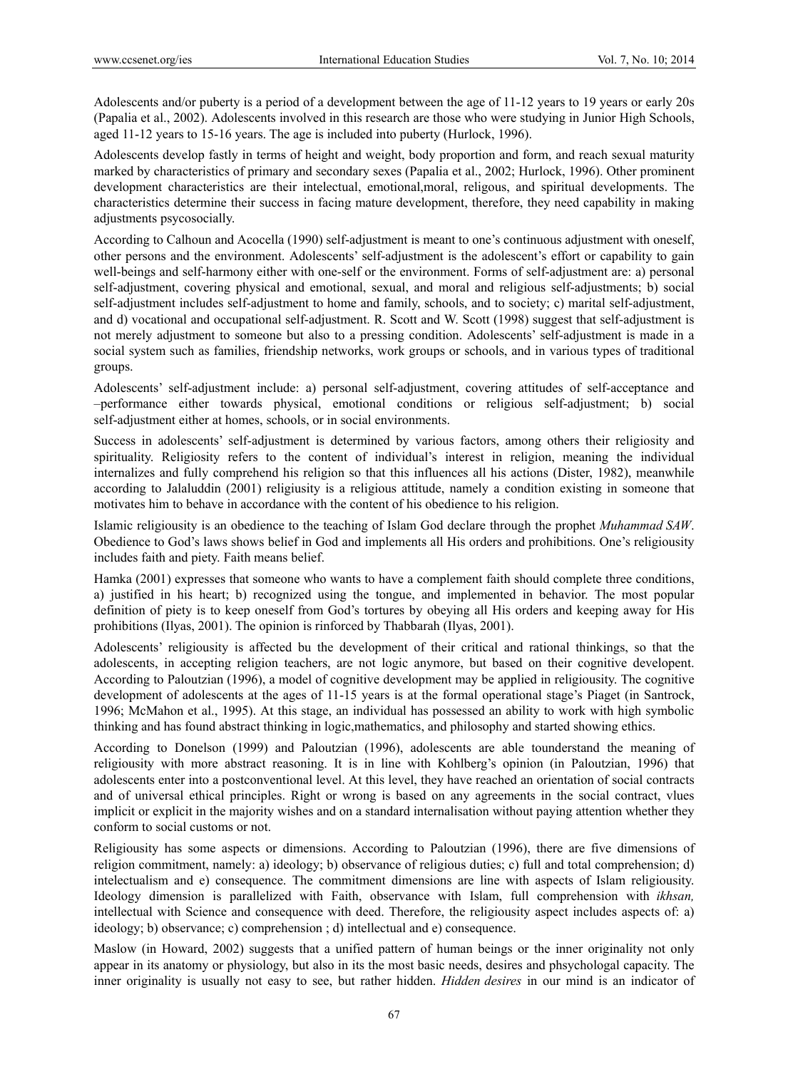Adolescents and/or puberty is a period of a development between the age of 11-12 years to 19 years or early 20s (Papalia et al., 2002). Adolescents involved in this research are those who were studying in Junior High Schools, aged 11-12 years to 15-16 years. The age is included into puberty (Hurlock, 1996).

Adolescents develop fastly in terms of height and weight, body proportion and form, and reach sexual maturity marked by characteristics of primary and secondary sexes (Papalia et al., 2002; Hurlock, 1996). Other prominent development characteristics are their intelectual, emotional,moral, religous, and spiritual developments. The characteristics determine their success in facing mature development, therefore, they need capability in making adjustments psycosocially.

According to Calhoun and Acocella (1990) self-adjustment is meant to one's continuous adjustment with oneself, other persons and the environment. Adolescents' self-adjustment is the adolescent's effort or capability to gain well-beings and self-harmony either with one-self or the environment. Forms of self-adjustment are: a) personal self-adjustment, covering physical and emotional, sexual, and moral and religious self-adjustments; b) social self-adjustment includes self-adjustment to home and family, schools, and to society; c) marital self-adjustment, and d) vocational and occupational self-adjustment. R. Scott and W. Scott (1998) suggest that self-adjustment is not merely adjustment to someone but also to a pressing condition. Adolescents' self-adjustment is made in a social system such as families, friendship networks, work groups or schools, and in various types of traditional groups.

Adolescents' self-adjustment include: a) personal self-adjustment, covering attitudes of self-acceptance and –performance either towards physical, emotional conditions or religious self-adjustment; b) social self-adjustment either at homes, schools, or in social environments.

Success in adolescents' self-adjustment is determined by various factors, among others their religiosity and spirituality. Religiosity refers to the content of individual's interest in religion, meaning the individual internalizes and fully comprehend his religion so that this influences all his actions (Dister, 1982), meanwhile according to Jalaluddin (2001) religiusity is a religious attitude, namely a condition existing in someone that motivates him to behave in accordance with the content of his obedience to his religion.

Islamic religiousity is an obedience to the teaching of Islam God declare through the prophet *Muhammad SAW*. Obedience to God's laws shows belief in God and implements all His orders and prohibitions. One's religiousity includes faith and piety. Faith means belief.

Hamka (2001) expresses that someone who wants to have a complement faith should complete three conditions, a) justified in his heart; b) recognized using the tongue, and implemented in behavior. The most popular definition of piety is to keep oneself from God's tortures by obeying all His orders and keeping away for His prohibitions (Ilyas, 2001). The opinion is rinforced by Thabbarah (Ilyas, 2001).

Adolescents' religiousity is affected bu the development of their critical and rational thinkings, so that the adolescents, in accepting religion teachers, are not logic anymore, but based on their cognitive developent. According to Paloutzian (1996), a model of cognitive development may be applied in religiousity. The cognitive development of adolescents at the ages of 11-15 years is at the formal operational stage's Piaget (in Santrock, 1996; McMahon et al., 1995). At this stage, an individual has possessed an ability to work with high symbolic thinking and has found abstract thinking in logic,mathematics, and philosophy and started showing ethics.

According to Donelson (1999) and Paloutzian (1996), adolescents are able tounderstand the meaning of religiousity with more abstract reasoning. It is in line with Kohlberg's opinion (in Paloutzian, 1996) that adolescents enter into a postconventional level. At this level, they have reached an orientation of social contracts and of universal ethical principles. Right or wrong is based on any agreements in the social contract, vlues implicit or explicit in the majority wishes and on a standard internalisation without paying attention whether they conform to social customs or not.

Religiousity has some aspects or dimensions. According to Paloutzian (1996), there are five dimensions of religion commitment, namely: a) ideology; b) observance of religious duties; c) full and total comprehension; d) intelectualism and e) consequence. The commitment dimensions are line with aspects of Islam religiousity. Ideology dimension is parallelized with Faith, observance with Islam, full comprehension with *ikhsan,* intellectual with Science and consequence with deed. Therefore, the religiousity aspect includes aspects of: a) ideology; b) observance; c) comprehension ; d) intellectual and e) consequence.

Maslow (in Howard, 2002) suggests that a unified pattern of human beings or the inner originality not only appear in its anatomy or physiology, but also in its the most basic needs, desires and phsychologal capacity. The inner originality is usually not easy to see, but rather hidden. *Hidden desires* in our mind is an indicator of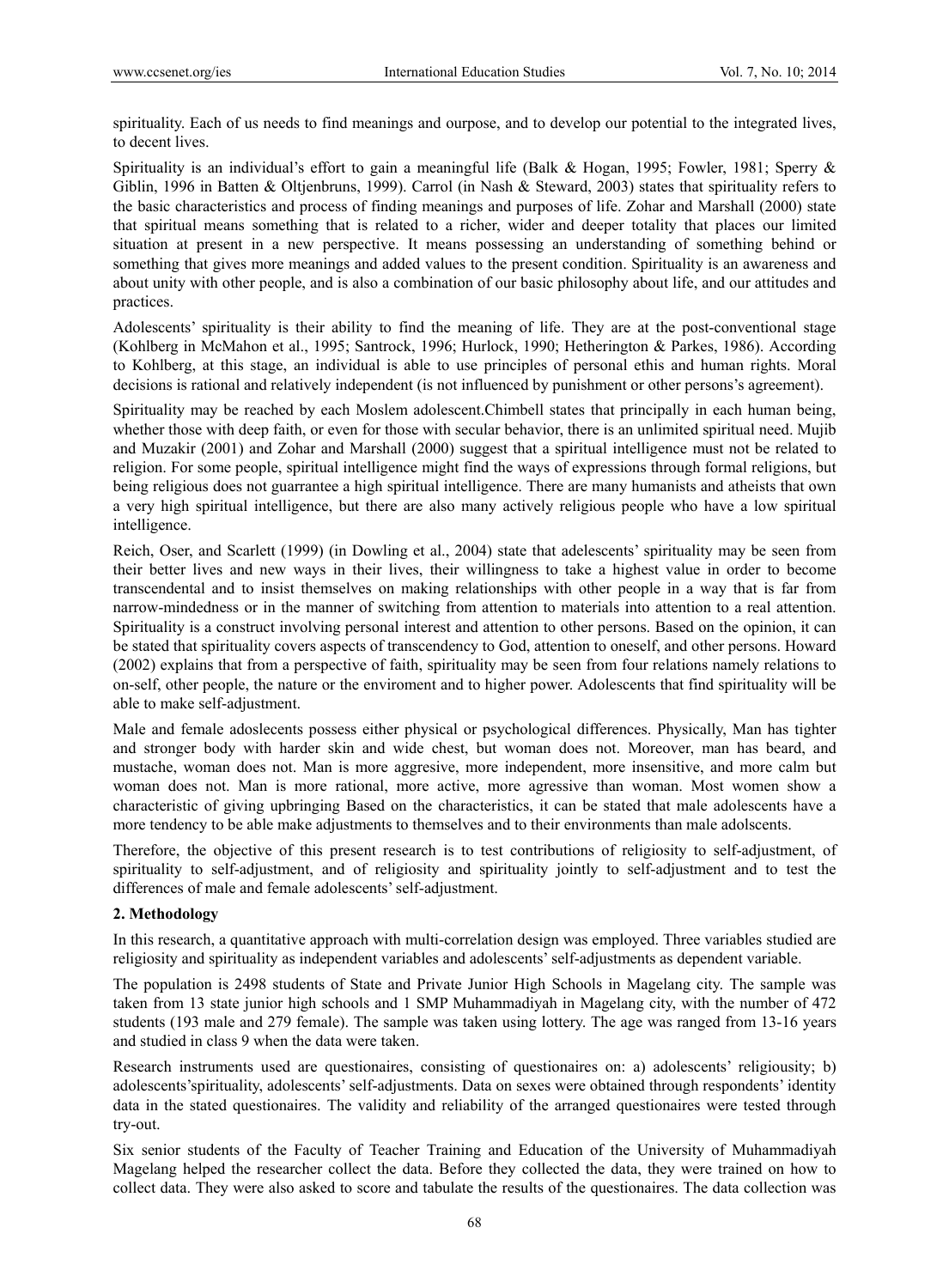spirituality. Each of us needs to find meanings and ourpose, and to develop our potential to the integrated lives, to decent lives.

Spirituality is an individual's effort to gain a meaningful life (Balk & Hogan, 1995; Fowler, 1981; Sperry & Giblin, 1996 in Batten & Oltjenbruns, 1999). Carrol (in Nash & Steward, 2003) states that spirituality refers to the basic characteristics and process of finding meanings and purposes of life. Zohar and Marshall (2000) state that spiritual means something that is related to a richer, wider and deeper totality that places our limited situation at present in a new perspective. It means possessing an understanding of something behind or something that gives more meanings and added values to the present condition. Spirituality is an awareness and about unity with other people, and is also a combination of our basic philosophy about life, and our attitudes and practices.

Adolescents' spirituality is their ability to find the meaning of life. They are at the post-conventional stage (Kohlberg in McMahon et al., 1995; Santrock, 1996; Hurlock, 1990; Hetherington & Parkes, 1986). According to Kohlberg, at this stage, an individual is able to use principles of personal ethis and human rights. Moral decisions is rational and relatively independent (is not influenced by punishment or other persons's agreement).

Spirituality may be reached by each Moslem adolescent.Chimbell states that principally in each human being, whether those with deep faith, or even for those with secular behavior, there is an unlimited spiritual need. Mujib and Muzakir (2001) and Zohar and Marshall (2000) suggest that a spiritual intelligence must not be related to religion. For some people, spiritual intelligence might find the ways of expressions through formal religions, but being religious does not guarrantee a high spiritual intelligence. There are many humanists and atheists that own a very high spiritual intelligence, but there are also many actively religious people who have a low spiritual intelligence.

Reich, Oser, and Scarlett (1999) (in Dowling et al., 2004) state that adelescents' spirituality may be seen from their better lives and new ways in their lives, their willingness to take a highest value in order to become transcendental and to insist themselves on making relationships with other people in a way that is far from narrow-mindedness or in the manner of switching from attention to materials into attention to a real attention. Spirituality is a construct involving personal interest and attention to other persons. Based on the opinion, it can be stated that spirituality covers aspects of transcendency to God, attention to oneself, and other persons. Howard (2002) explains that from a perspective of faith, spirituality may be seen from four relations namely relations to on-self, other people, the nature or the enviroment and to higher power. Adolescents that find spirituality will be able to make self-adjustment.

Male and female adoslecents possess either physical or psychological differences. Physically, Man has tighter and stronger body with harder skin and wide chest, but woman does not. Moreover, man has beard, and mustache, woman does not. Man is more aggresive, more independent, more insensitive, and more calm but woman does not. Man is more rational, more active, more agressive than woman. Most women show a characteristic of giving upbringing Based on the characteristics, it can be stated that male adolescents have a more tendency to be able make adjustments to themselves and to their environments than male adolscents.

Therefore, the objective of this present research is to test contributions of religiosity to self-adjustment, of spirituality to self-adjustment, and of religiosity and spirituality jointly to self-adjustment and to test the differences of male and female adolescents' self-adjustment.

## 2. Methodology

In this research, a quantitative approach with multi-correlation design was employed. Three variables studied are religiosity and spirituality as independent variables and adolescents' self-adjustments as dependent variable.

The population is 2498 students of State and Private Junior High Schools in Magelang city. The sample was taken from 13 state junior high schools and 1 SMP Muhammadiyah in Magelang city, with the number of 472 students (193 male and 279 female). The sample was taken using lottery. The age was ranged from 13-16 years and studied in class 9 when the data were taken.

Research instruments used are questionaires, consisting of questionaires on: a) adolescents' religiousity; b) adolescents'spirituality, adolescents' self-adjustments. Data on sexes were obtained through respondents' identity data in the stated questionaires. The validity and reliability of the arranged questionaires were tested through try-out.

Six senior students of the Faculty of Teacher Training and Education of the University of Muhammadiyah Magelang helped the researcher collect the data. Before they collected the data, they were trained on how to collect data. They were also asked to score and tabulate the results of the questionaires. The data collection was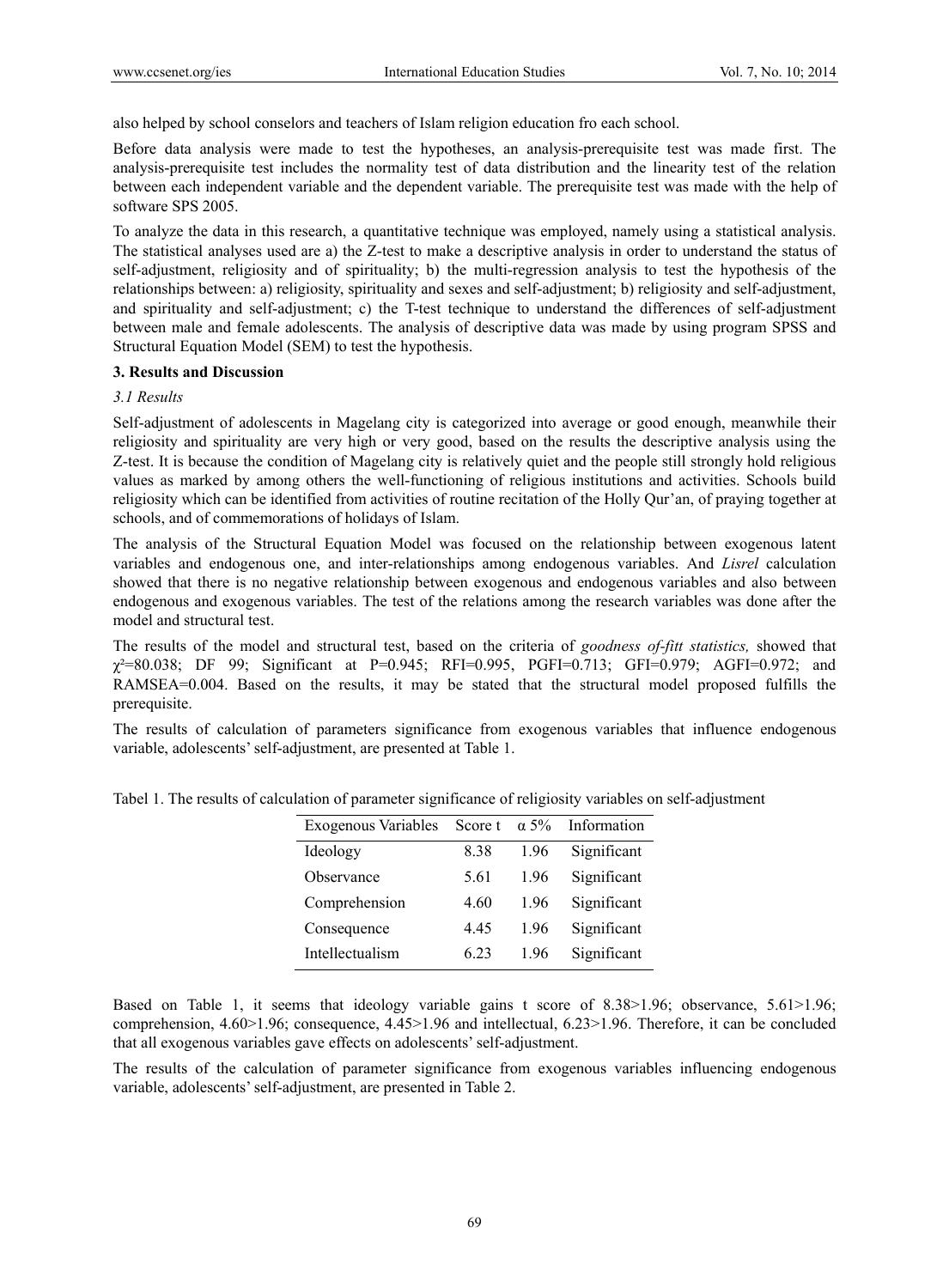also helped by school conselors and teachers of Islam religion education fro each school.

Before data analysis were made to test the hypotheses, an analysis-prerequisite test was made first. The analysis-prerequisite test includes the normality test of data distribution and the linearity test of the relation between each independent variable and the dependent variable. The prerequisite test was made with the help of software SPS 2005.

To analyze the data in this research, a quantitative technique was employed, namely using a statistical analysis. The statistical analyses used are a) the Z-test to make a descriptive analysis in order to understand the status of self-adjustment, religiosity and of spirituality; b) the multi-regression analysis to test the hypothesis of the relationships between: a) religiosity, spirituality and sexes and self-adjustment; b) religiosity and self-adjustment, and spirituality and self-adjustment; c) the T-test technique to understand the differences of self-adjustment between male and female adolescents. The analysis of descriptive data was made by using program SPSS and Structural Equation Model (SEM) to test the hypothesis.

## 3. Results and Discussion

### *3.1 Results*

Self-adjustment of adolescents in Magelang city is categorized into average or good enough, meanwhile their religiosity and spirituality are very high or very good, based on the results the descriptive analysis using the Z-test. It is because the condition of Magelang city is relatively quiet and the people still strongly hold religious values as marked by among others the well-functioning of religious institutions and activities. Schools build religiosity which can be identified from activities of routine recitation of the Holly Qur'an, of praying together at schools, and of commemorations of holidays of Islam.

The analysis of the Structural Equation Model was focused on the relationship between exogenous latent variables and endogenous one, and inter-relationships among endogenous variables. And *Lisrel* calculation showed that there is no negative relationship between exogenous and endogenous variables and also between endogenous and exogenous variables. The test of the relations among the research variables was done after the model and structural test.

The results of the model and structural test, based on the criteria of *goodness of-fitt statistics,* showed that $\chi^2$=80.038; DF 99; Significant at P=0.945; RFI=0.995, PGFI=0.713; GFI=0.979; AGFI=0.972; and RAMSEA=0.004. Based on the results, it may be stated that the structural model proposed fulfills the prerequisite.

The results of calculation of parameters significance from exogenous variables that influence endogenous variable, adolescents' self-adjustment, are presented at Table 1.

Tabel 1. The results of calculation of parameter significance of religiosity variables on self-adjustment

| Exogenous Variables | Score t | α 5% | Information |
|---|---|---|---|
| Ideology | 8.38 | 1.96 | Significant |
| Observance | 5.61 | 1.96 | Significant |
| Comprehension | 4.60 | 1.96 | Significant |
| Consequence | 4.45 | 1.96 | Significant |
| Intellectualism | 6.23 | 1.96 | Significant |

Based on Table 1, it seems that ideology variable gains t score of 8.38>1.96; observance, 5.61>1.96; comprehension, 4.60>1.96; consequence, 4.45>1.96 and intellectual, 6.23>1.96. Therefore, it can be concluded that all exogenous variables gave effects on adolescents' self-adjustment.

The results of the calculation of parameter significance from exogenous variables influencing endogenous variable, adolescents' self-adjustment, are presented in Table 2.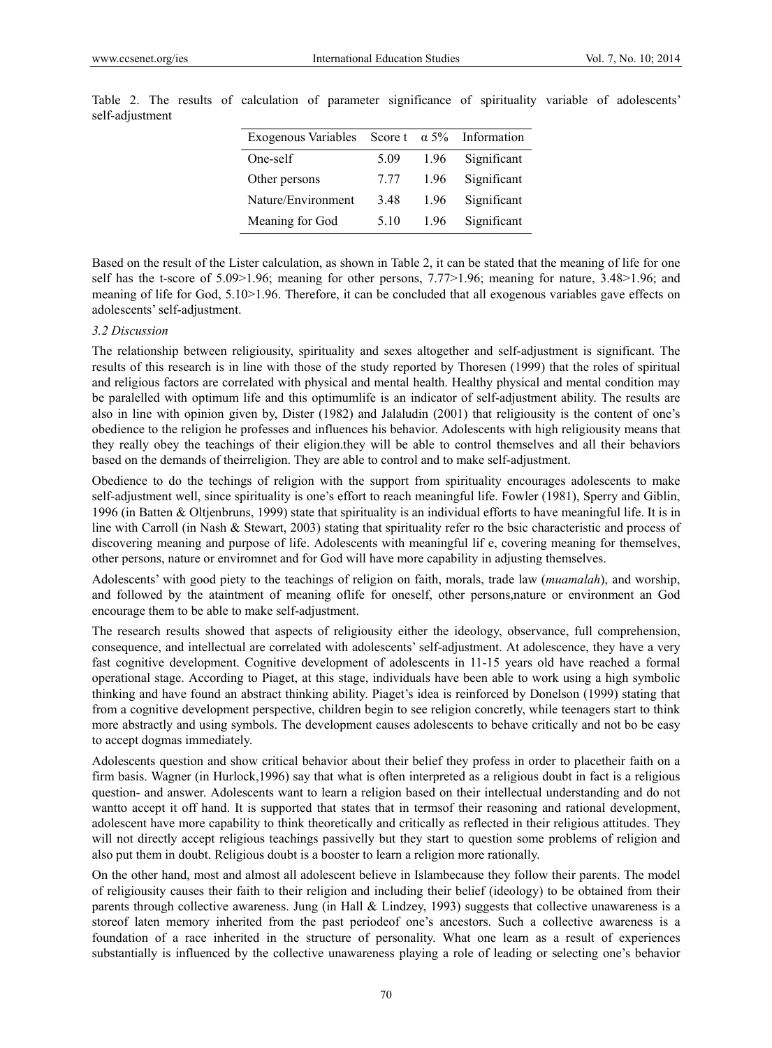Table 2. The results of calculation of parameter significance of spirituality variable of adolescents' self-adjustment

| Exogenous Variables | Score t | α 5% | Information |
|---|---|---|---|
| One-self | 5.09 | 1.96 | Significant |
| Other persons | 7.77 | 1.96 | Significant |
| Nature/Environment | 3.48 | 1.96 | Significant |
| Meaning for God | 5.10 | 1.96 | Significant |

Based on the result of the Lister calculation, as shown in Table 2, it can be stated that the meaning of life for one self has the t-score of 5.09>1.96; meaning for other persons, 7.77>1.96; meaning for nature, 3.48>1.96; and meaning of life for God, 5.10>1.96. Therefore, it can be concluded that all exogenous variables gave effects on adolescents' self-adjustment.

### *3.2 Discussion*

The relationship between religiousity, spirituality and sexes altogether and self-adjustment is significant. The results of this research is in line with those of the study reported by Thoresen (1999) that the roles of spiritual and religious factors are correlated with physical and mental health. Healthy physical and mental condition may be paralelled with optimum life and this optimumlife is an indicator of self-adjustment ability. The results are also in line with opinion given by, Dister (1982) and Jalaludin (2001) that religiousity is the content of one's obedience to the religion he professes and influences his behavior. Adolescents with high religiousity means that they really obey the teachings of their eligion.they will be able to control themselves and all their behaviors based on the demands of theirreligion. They are able to control and to make self-adjustment.

Obedience to do the techings of religion with the support from spirituality encourages adolescents to make self-adjustment well, since spirituality is one's effort to reach meaningful life. Fowler (1981), Sperry and Giblin, 1996 (in Batten & Oltjenbruns, 1999) state that spirituality is an individual efforts to have meaningful life. It is in line with Carroll (in Nash & Stewart, 2003) stating that spirituality refer ro the bsic characteristic and process of discovering meaning and purpose of life. Adolescents with meaningful lif e, covering meaning for themselves, other persons, nature or enviromnet and for God will have more capability in adjusting themselves.

Adolescents' with good piety to the teachings of religion on faith, morals, trade law (*muamalah*), and worship, and followed by the ataintment of meaning oflife for oneself, other persons,nature or environment an God encourage them to be able to make self-adjustment.

The research results showed that aspects of religiousity either the ideology, observance, full comprehension, consequence, and intellectual are correlated with adolescents' self-adjustment. At adolescence, they have a very fast cognitive development. Cognitive development of adolescents in 11-15 years old have reached a formal operational stage. According to Piaget, at this stage, individuals have been able to work using a high symbolic thinking and have found an abstract thinking ability. Piaget's idea is reinforced by Donelson (1999) stating that from a cognitive development perspective, children begin to see religion concretly, while teenagers start to think more abstractly and using symbols. The development causes adolescents to behave critically and not bo be easy to accept dogmas immediately.

Adolescents question and show critical behavior about their belief they profess in order to placetheir faith on a firm basis. Wagner (in Hurlock,1996) say that what is often interpreted as a religious doubt in fact is a religious question- and answer. Adolescents want to learn a religion based on their intellectual understanding and do not wantto accept it off hand. It is supported that states that in termsof their reasoning and rational development, adolescent have more capability to think theoretically and critically as reflected in their religious attitudes. They will not directly accept religious teachings passivelly but they start to question some problems of religion and also put them in doubt. Religious doubt is a booster to learn a religion more rationally.

On the other hand, most and almost all adolescent believe in Islambecause they follow their parents. The model of religiousity causes their faith to their religion and including their belief (ideology) to be obtained from their parents through collective awareness. Jung (in Hall & Lindzey, 1993) suggests that collective unawareness is a storeof laten memory inherited from the past periodeof one's ancestors. Such a collective awareness is a foundation of a race inherited in the structure of personality. What one learn as a result of experiences substantially is influenced by the collective unawareness playing a role of leading or selecting one's behavior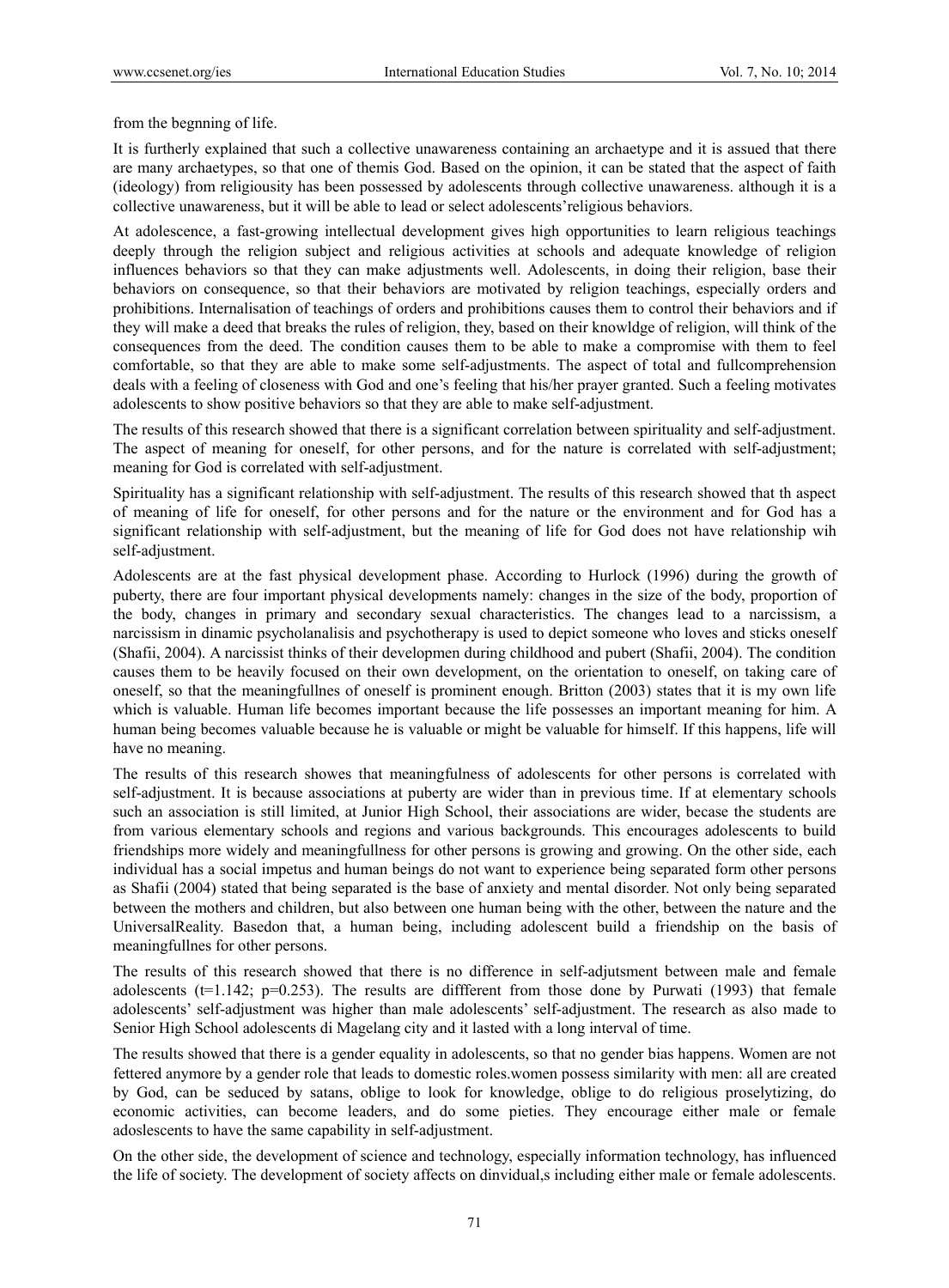from the begnning of life.

It is furtherly explained that such a collective unawareness containing an archaetype and it is assued that there are many archaetypes, so that one of themis God. Based on the opinion, it can be stated that the aspect of faith (ideology) from religiousity has been possessed by adolescents through collective unawareness. although it is a collective unawareness, but it will be able to lead or select adolescents'religious behaviors.

At adolescence, a fast-growing intellectual development gives high opportunities to learn religious teachings deeply through the religion subject and religious activities at schools and adequate knowledge of religion influences behaviors so that they can make adjustments well. Adolescents, in doing their religion, base their behaviors on consequence, so that their behaviors are motivated by religion teachings, especially orders and prohibitions. Internalisation of teachings of orders and prohibitions causes them to control their behaviors and if they will make a deed that breaks the rules of religion, they, based on their knowldge of religion, will think of the consequences from the deed. The condition causes them to be able to make a compromise with them to feel comfortable, so that they are able to make some self-adjustments. The aspect of total and fullcomprehension deals with a feeling of closeness with God and one's feeling that his/her prayer granted. Such a feeling motivates adolescents to show positive behaviors so that they are able to make self-adjustment.

The results of this research showed that there is a significant correlation between spirituality and self-adjustment. The aspect of meaning for oneself, for other persons, and for the nature is correlated with self-adjustment; meaning for God is correlated with self-adjustment.

Spirituality has a significant relationship with self-adjustment. The results of this research showed that th aspect of meaning of life for oneself, for other persons and for the nature or the environment and for God has a significant relationship with self-adjustment, but the meaning of life for God does not have relationship wih self-adjustment.

Adolescents are at the fast physical development phase. According to Hurlock (1996) during the growth of puberty, there are four important physical developments namely: changes in the size of the body, proportion of the body, changes in primary and secondary sexual characteristics. The changes lead to a narcissism, a narcissism in dinamic psycholanalisis and psychotherapy is used to depict someone who loves and sticks oneself (Shafii, 2004). A narcissist thinks of their developmen during childhood and pubert (Shafii, 2004). The condition causes them to be heavily focused on their own development, on the orientation to oneself, on taking care of oneself, so that the meaningfullnes of oneself is prominent enough. Britton (2003) states that it is my own life which is valuable. Human life becomes important because the life possesses an important meaning for him. A human being becomes valuable because he is valuable or might be valuable for himself. If this happens, life will have no meaning.

The results of this research showes that meaningfulness of adolescents for other persons is correlated with self-adjustment. It is because associations at puberty are wider than in previous time. If at elementary schools such an association is still limited, at Junior High School, their associations are wider, becase the students are from various elementary schools and regions and various backgrounds. This encourages adolescents to build friendships more widely and meaningfullness for other persons is growing and growing. On the other side, each individual has a social impetus and human beings do not want to experience being separated form other persons as Shafii (2004) stated that being separated is the base of anxiety and mental disorder. Not only being separated between the mothers and children, but also between one human being with the other, between the nature and the UniversalReality. Basedon that, a human being, including adolescent build a friendship on the basis of meaningfullnes for other persons.

The results of this research showed that there is no difference in self-adjutsment between male and female adolescents ($t=1.142$; $p=0.253$). The results are diffferent from those done by Purwati (1993) that female adolescents' self-adjustment was higher than male adolescents' self-adjustment. The research as also made to Senior High School adolescents di Magelang city and it lasted with a long interval of time.

The results showed that there is a gender equality in adolescents, so that no gender bias happens. Women are not fettered anymore by a gender role that leads to domestic roles.women possess similarity with men: all are created by God, can be seduced by satans, oblige to look for knowledge, oblige to do religious proselytizing, do economic activities, can become leaders, and do some pieties. They encourage either male or female adoslescents to have the same capability in self-adjustment.

On the other side, the development of science and technology, especially information technology, has influenced the life of society. The development of society affects on dinvidual,s including either male or female adolescents.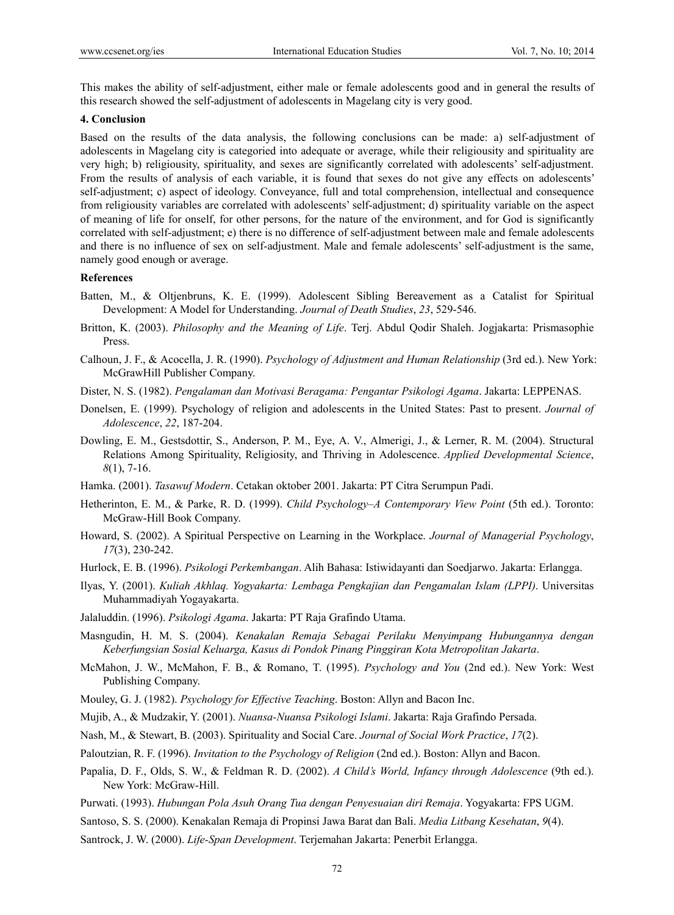This makes the ability of self-adjustment, either male or female adolescents good and in general the results of this research showed the self-adjustment of adolescents in Magelang city is very good.

## 4. Conclusion

Based on the results of the data analysis, the following conclusions can be made: a) self-adjustment of adolescents in Magelang city is categoried into adequate or average, while their religiousity and spirituality are very high; b) religiousity, spirituality, and sexes are significantly correlated with adolescents' self-adjustment. From the results of analysis of each variable, it is found that sexes do not give any effects on adolescents' self-adjustment; c) aspect of ideology. Conveyance, full and total comprehension, intellectual and consequence from religiousity variables are correlated with adolescents' self-adjustment; d) spirituality variable on the aspect of meaning of life for onself, for other persons, for the nature of the environment, and for God is significantly correlated with self-adjustment; e) there is no difference of self-adjustment between male and female adolescents and there is no influence of sex on self-adjustment. Male and female adolescents' self-adjustment is the same, namely good enough or average.

## References

Batten, M., & Oltjenbruns, K. E. (1999). Adolescent Sibling Bereavement as a Catalist for Spiritual Development: A Model for Understanding. *Journal of Death Studies*, *23*, 529-546.

Britton, K. (2003). *Philosophy and the Meaning of Life*. Terj. Abdul Qodir Shaleh. Jogjakarta: Prismasophie Press.

Calhoun, J. F., & Acocella, J. R. (1990). *Psychology of Adjustment and Human Relationship* (3rd ed.). New York: McGrawHill Publisher Company.

Dister, N. S. (1982). *Pengalaman dan Motivasi Beragama: Pengantar Psikologi Agama*. Jakarta: LEPPENAS.

Donelsen, E. (1999). Psychology of religion and adolescents in the United States: Past to present. *Journal of Adolescence*, *22*, 187-204.

Dowling, E. M., Gestsdottir, S., Anderson, P. M., Eye, A. V., Almerigi, J., & Lerner, R. M. (2004). Structural Relations Among Spirituality, Religiosity, and Thriving in Adolescence. *Applied Developmental Science*, *8*(1), 7-16.

Hamka. (2001). *Tasawuf Modern*. Cetakan oktober 2001. Jakarta: PT Citra Serumpun Padi.

Hetherinton, E. M., & Parke, R. D. (1999). *Child Psychology–A Contemporary View Point* (5th ed.). Toronto: McGraw-Hill Book Company.

Howard, S. (2002). A Spiritual Perspective on Learning in the Workplace. *Journal of Managerial Psychology*, *17*(3), 230-242.

Hurlock, E. B. (1996). *Psikologi Perkembangan*. Alih Bahasa: Istiwidayanti dan Soedjarwo. Jakarta: Erlangga.

Ilyas, Y. (2001). *Kuliah Akhlaq. Yogyakarta: Lembaga Pengkajian dan Pengamalan Islam (LPPI)*. Universitas Muhammadiyah Yogayakarta.

Jalaluddin. (1996). *Psikologi Agama*. Jakarta: PT Raja Grafindo Utama.

Masngudin, H. M. S. (2004). *Kenakalan Remaja Sebagai Perilaku Menyimpang Hubungannya dengan Keberfungsian Sosial Keluarga, Kasus di Pondok Pinang Pinggiran Kota Metropolitan Jakarta*.

McMahon, J. W., McMahon, F. B., & Romano, T. (1995). *Psychology and You* (2nd ed.). New York: West Publishing Company.

Mouley, G. J. (1982). *Psychology for Effective Teaching*. Boston: Allyn and Bacon Inc.

Mujib, A., & Mudzakir, Y. (2001). *Nuansa-Nuansa Psikologi Islami*. Jakarta: Raja Grafindo Persada.

Nash, M., & Stewart, B. (2003). Spirituality and Social Care. *Journal of Social Work Practice*, *17*(2).

Paloutzian, R. F. (1996). *Invitation to the Psychology of Religion* (2nd ed.). Boston: Allyn and Bacon.

Papalia, D. F., Olds, S. W., & Feldman R. D. (2002). *A Child's World, Infancy through Adolescence* (9th ed.). New York: McGraw-Hill.

Purwati. (1993). *Hubungan Pola Asuh Orang Tua dengan Penyesuaian diri Remaja*. Yogyakarta: FPS UGM.

Santoso, S. S. (2000). Kenakalan Remaja di Propinsi Jawa Barat dan Bali. *Media Litbang Kesehatan*, *9*(4).

Santrock, J. W. (2000). *Life-Span Development*. Terjemahan Jakarta: Penerbit Erlangga.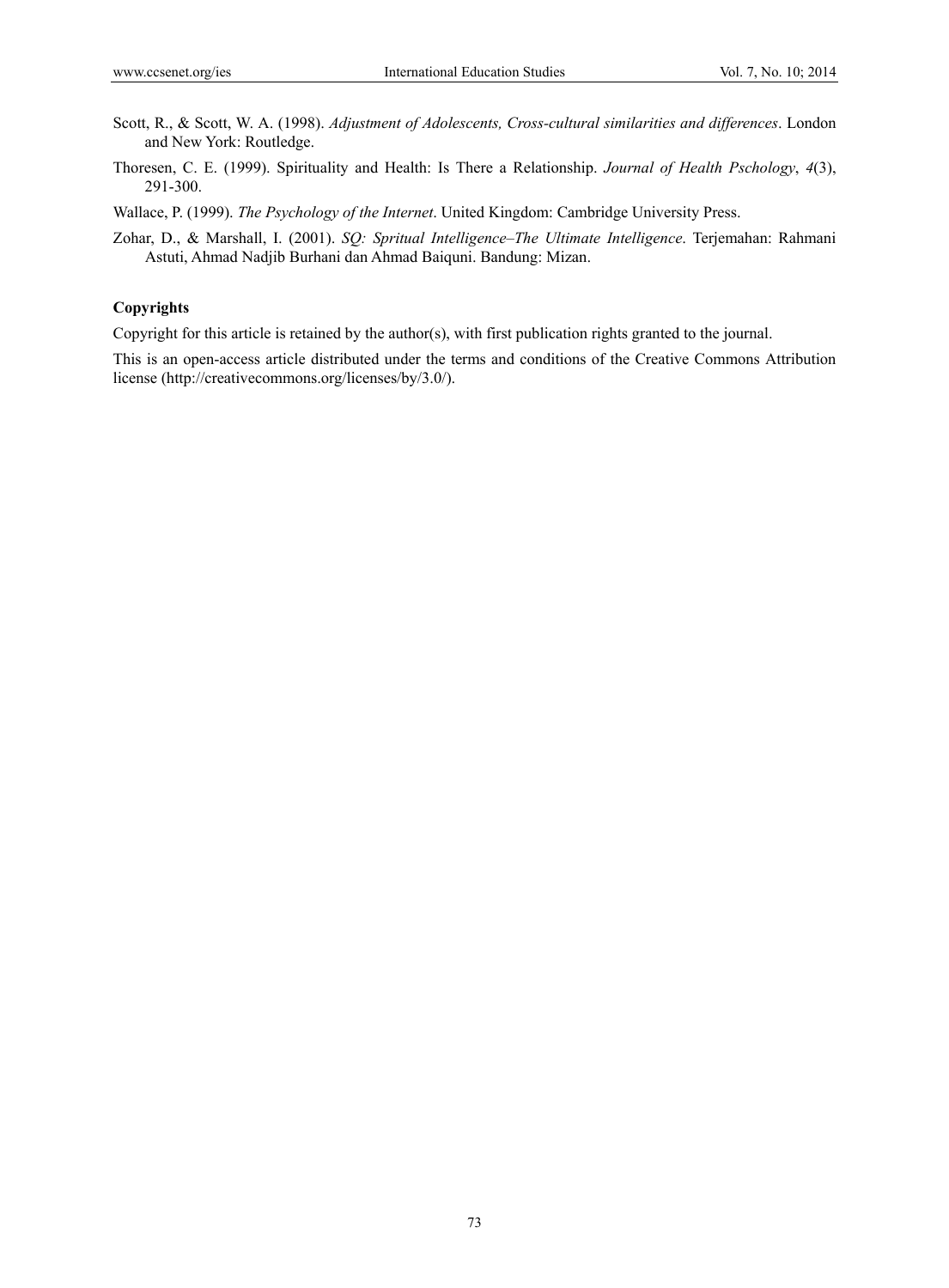Scott, R., & Scott, W. A. (1998). *Adjustment of Adolescents, Cross-cultural similarities and differences*. London and New York: Routledge.

Thoresen, C. E. (1999). Spirituality and Health: Is There a Relationship. *Journal of Health Pschology*, *4*(3), 291-300.

Wallace, P. (1999). *The Psychology of the Internet*. United Kingdom: Cambridge University Press.

Zohar, D., & Marshall, I. (2001). *SQ: Spritual Intelligence–The Ultimate Intelligence*. Terjemahan: Rahmani Astuti, Ahmad Nadjib Burhani dan Ahmad Baiquni. Bandung: Mizan.

**Copyrights**

Copyright for this article is retained by the author(s), with first publication rights granted to the journal.

This is an open-access article distributed under the terms and conditions of the Creative Commons Attribution license (http://creativecommons.org/licenses/by/3.0/).